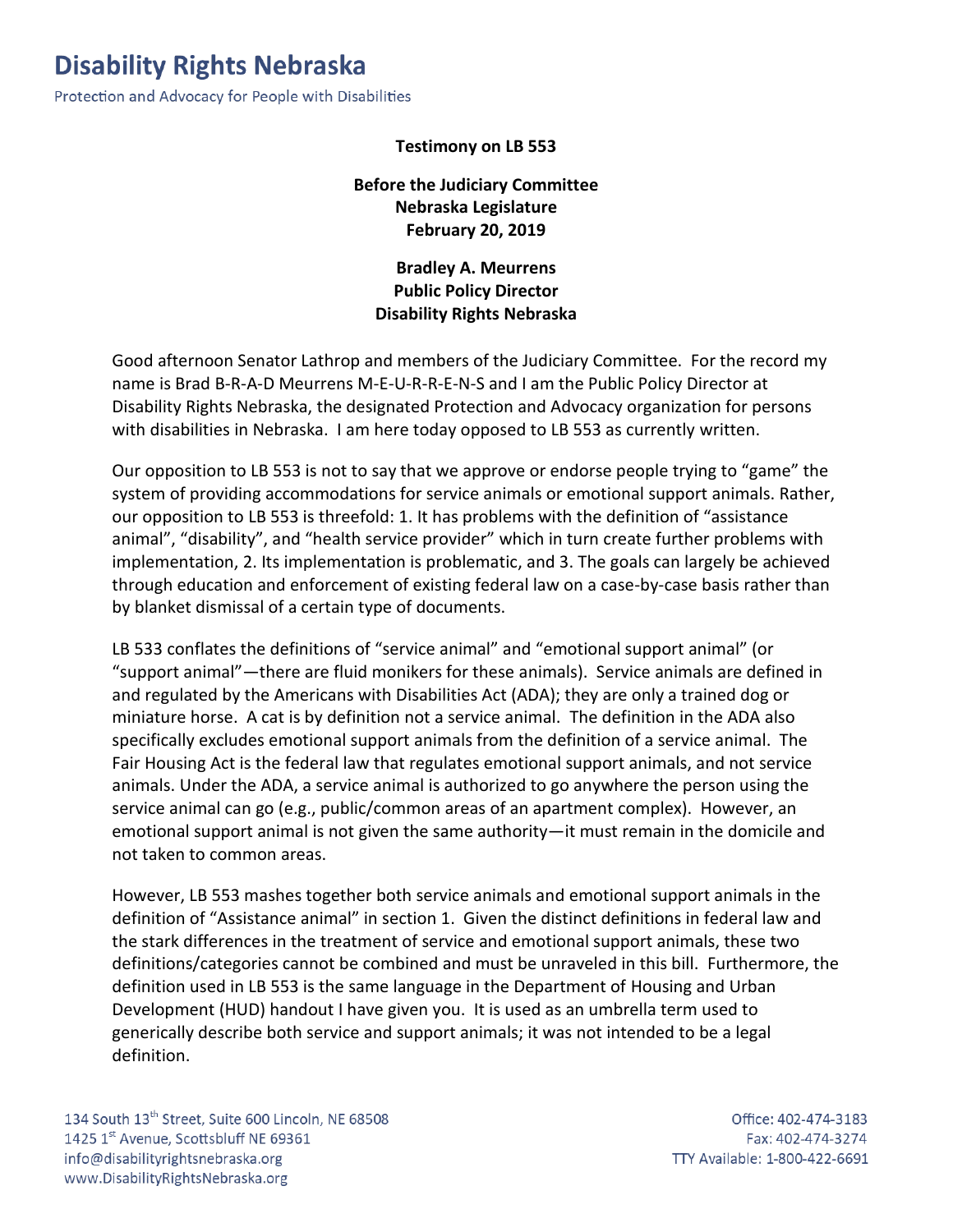# Disability Rights Nebraska

Protection and Advocacy for People with Disabilities

**Testimony on LB 553**

**Before the Judiciary Committee**
**Nebraska Legislature**
**February 20, 2019**

**Bradley A. Meurrens**
**Public Policy Director**
**Disability Rights Nebraska**

Good afternoon Senator Lathrop and members of the Judiciary Committee. For the record my name is Brad B-R-A-D Meurrens M-E-U-R-R-E-N-S and I am the Public Policy Director at Disability Rights Nebraska, the designated Protection and Advocacy organization for persons with disabilities in Nebraska. I am here today opposed to LB 553 as currently written.

Our opposition to LB 553 is not to say that we approve or endorse people trying to "game" the system of providing accommodations for service animals or emotional support animals. Rather, our opposition to LB 553 is threefold: 1. It has problems with the definition of "assistance animal", "disability", and "health service provider" which in turn create further problems with implementation, 2. Its implementation is problematic, and 3. The goals can largely be achieved through education and enforcement of existing federal law on a case-by-case basis rather than by blanket dismissal of a certain type of documents.

LB 533 conflates the definitions of "service animal" and "emotional support animal" (or "support animal"—there are fluid monikers for these animals). Service animals are defined in and regulated by the Americans with Disabilities Act (ADA); they are only a trained dog or miniature horse. A cat is by definition not a service animal. The definition in the ADA also specifically excludes emotional support animals from the definition of a service animal. The Fair Housing Act is the federal law that regulates emotional support animals, and not service animals. Under the ADA, a service animal is authorized to go anywhere the person using the service animal can go (e.g., public/common areas of an apartment complex). However, an emotional support animal is not given the same authority—it must remain in the domicile and not taken to common areas.

However, LB 553 mashes together both service animals and emotional support animals in the definition of "Assistance animal" in section 1. Given the distinct definitions in federal law and the stark differences in the treatment of service and emotional support animals, these two definitions/categories cannot be combined and must be unraveled in this bill. Furthermore, the definition used in LB 553 is the same language in the Department of Housing and Urban Development (HUD) handout I have given you. It is used as an umbrella term used to generically describe both service and support animals; it was not intended to be a legal definition.

134 South 13th Street, Suite 600 Lincoln, NE 68508
1425 1st Avenue, Scottsbluff NE 69361
info@disabilityrightsnebraska.org
www.DisabilityRightsNebraska.org

Office: 402-474-3183
Fax: 402-474-3274
TTY Available: 1-800-422-6691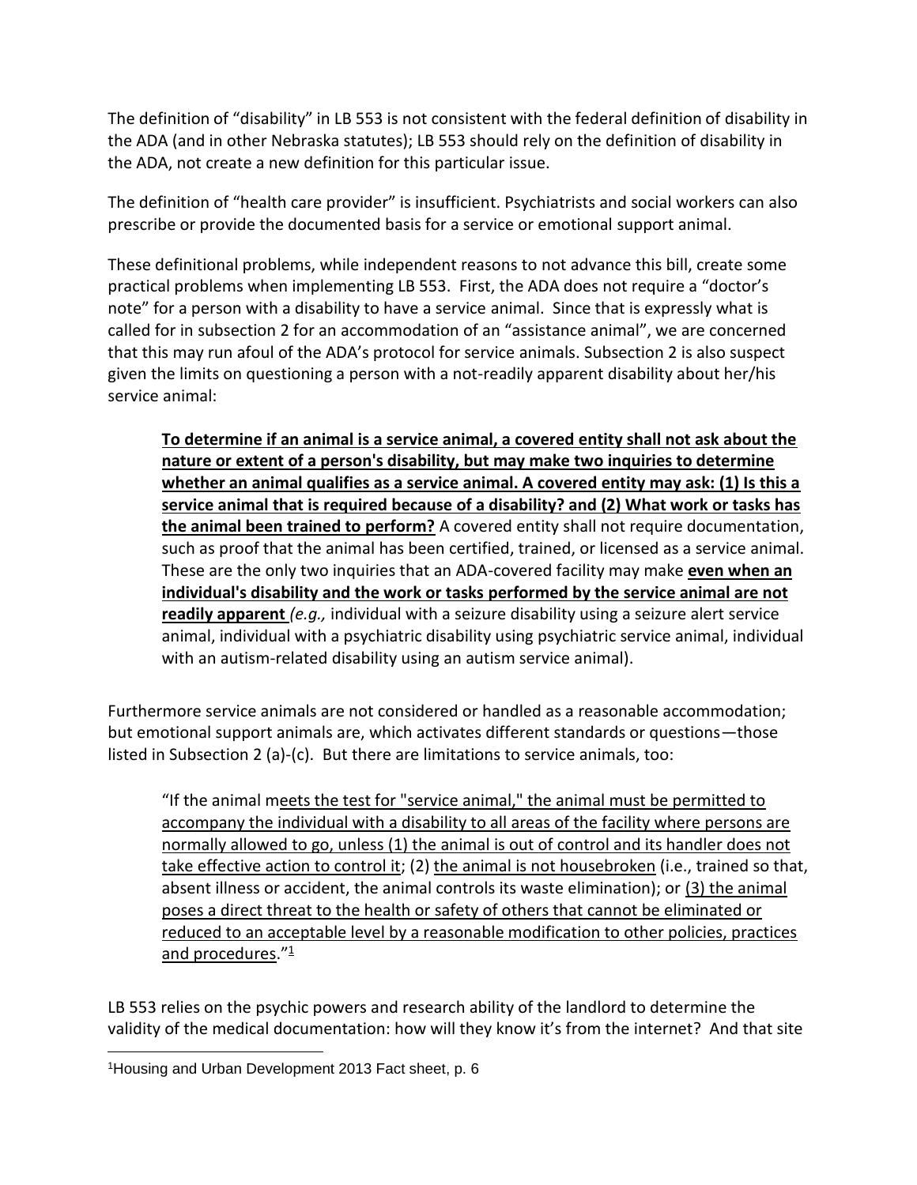The definition of "disability" in LB 553 is not consistent with the federal definition of disability in the ADA (and in other Nebraska statutes); LB 553 should rely on the definition of disability in the ADA, not create a new definition for this particular issue.

The definition of "health care provider" is insufficient. Psychiatrists and social workers can also prescribe or provide the documented basis for a service or emotional support animal.

These definitional problems, while independent reasons to not advance this bill, create some practical problems when implementing LB 553. First, the ADA does not require a "doctor's note" for a person with a disability to have a service animal. Since that is expressly what is called for in subsection 2 for an accommodation of an "assistance animal", we are concerned that this may run afoul of the ADA's protocol for service animals. Subsection 2 is also suspect given the limits on questioning a person with a not-readily apparent disability about her/his service animal:

> **To determine if an animal is a service animal, a covered entity shall not ask about the nature or extent of a person's disability, but may make two inquiries to determine whether an animal qualifies as a service animal. A covered entity may ask: (1) Is this a service animal that is required because of a disability? and (2) What work or tasks has the animal been trained to perform?** A covered entity shall not require documentation, such as proof that the animal has been certified, trained, or licensed as a service animal. These are the only two inquiries that an ADA-covered facility may make **even when an individual's disability and the work or tasks performed by the service animal are not readily apparent** *(e.g.,* individual with a seizure disability using a seizure alert service animal, individual with a psychiatric disability using psychiatric service animal, individual with an autism-related disability using an autism service animal).

Furthermore service animals are not considered or handled as a reasonable accommodation; but emotional support animals are, which activates different standards or questions—those listed in Subsection 2 (a)-(c). But there are limitations to service animals, too:

> "If the animal meets the test for "service animal," the animal must be permitted to accompany the individual with a disability to all areas of the facility where persons are normally allowed to go, unless (1) the animal is out of control and its handler does not take effective action to control it; (2) the animal is not housebroken (i.e., trained so that, absent illness or accident, the animal controls its waste elimination); or (3) the animal poses a direct threat to the health or safety of others that cannot be eliminated or reduced to an acceptable level by a reasonable modification to other policies, practices and procedures."[1]

LB 553 relies on the psychic powers and research ability of the landlord to determine the validity of the medical documentation: how will they know it's from the internet? And that site

---

[1] Housing and Urban Development 2013 Fact sheet, p. 6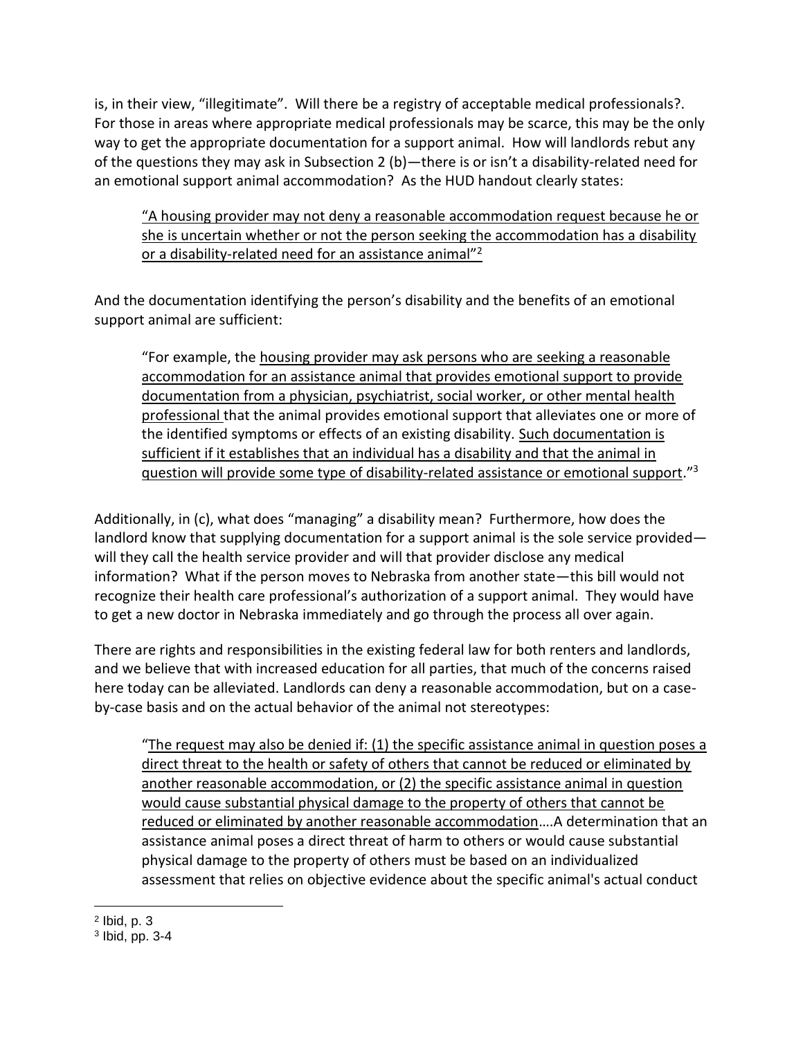is, in their view, "illegitimate". Will there be a registry of acceptable medical professionals?. For those in areas where appropriate medical professionals may be scarce, this may be the only way to get the appropriate documentation for a support animal. How will landlords rebut any of the questions they may ask in Subsection 2 (b)—there is or isn't a disability-related need for an emotional support animal accommodation? As the HUD handout clearly states:

> "A housing provider may not deny a reasonable accommodation request because he or she is uncertain whether or not the person seeking the accommodation has a disability or a disability-related need for an assistance animal"[2]

And the documentation identifying the person's disability and the benefits of an emotional support animal are sufficient:

> "For example, the housing provider may ask persons who are seeking a reasonable accommodation for an assistance animal that provides emotional support to provide documentation from a physician, psychiatrist, social worker, or other mental health professional that the animal provides emotional support that alleviates one or more of the identified symptoms or effects of an existing disability. Such documentation is sufficient if it establishes that an individual has a disability and that the animal in question will provide some type of disability-related assistance or emotional support."[3]

Additionally, in (c), what does "managing" a disability mean? Furthermore, how does the landlord know that supplying documentation for a support animal is the sole service provided—will they call the health service provider and will that provider disclose any medical information? What if the person moves to Nebraska from another state—this bill would not recognize their health care professional's authorization of a support animal. They would have to get a new doctor in Nebraska immediately and go through the process all over again.

There are rights and responsibilities in the existing federal law for both renters and landlords, and we believe that with increased education for all parties, that much of the concerns raised here today can be alleviated. Landlords can deny a reasonable accommodation, but on a case-by-case basis and on the actual behavior of the animal not stereotypes:

> "The request may also be denied if: (1) the specific assistance animal in question poses a direct threat to the health or safety of others that cannot be reduced or eliminated by another reasonable accommodation, or (2) the specific assistance animal in question would cause substantial physical damage to the property of others that cannot be reduced or eliminated by another reasonable accommodation....A determination that an assistance animal poses a direct threat of harm to others or would cause substantial physical damage to the property of others must be based on an individualized assessment that relies on objective evidence about the specific animal's actual conduct

---

[2] Ibid, p. 3

[3] Ibid, pp. 3-4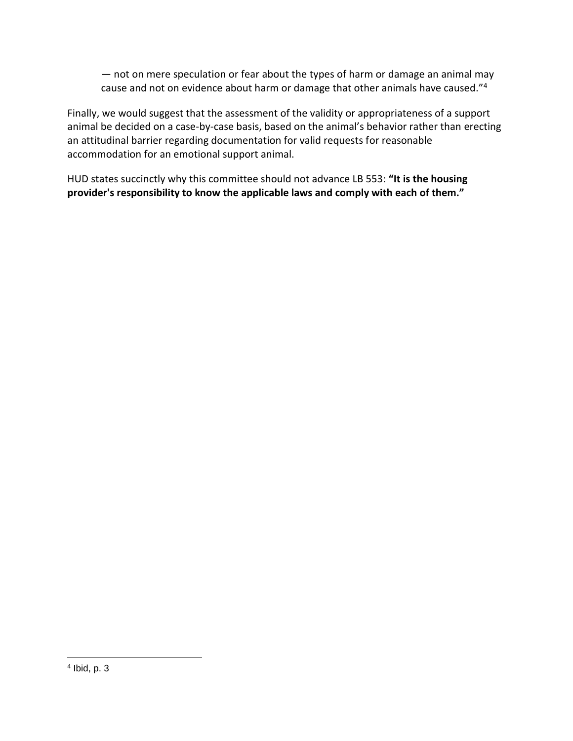> — not on mere speculation or fear about the types of harm or damage an animal may cause and not on evidence about harm or damage that other animals have caused."[4]

Finally, we would suggest that the assessment of the validity or appropriateness of a support animal be decided on a case-by-case basis, based on the animal's behavior rather than erecting an attitudinal barrier regarding documentation for valid requests for reasonable accommodation for an emotional support animal.

HUD states succinctly why this committee should not advance LB 553: **"It is the housing provider's responsibility to know the applicable laws and comply with each of them."**

---

[4] Ibid, p. 3